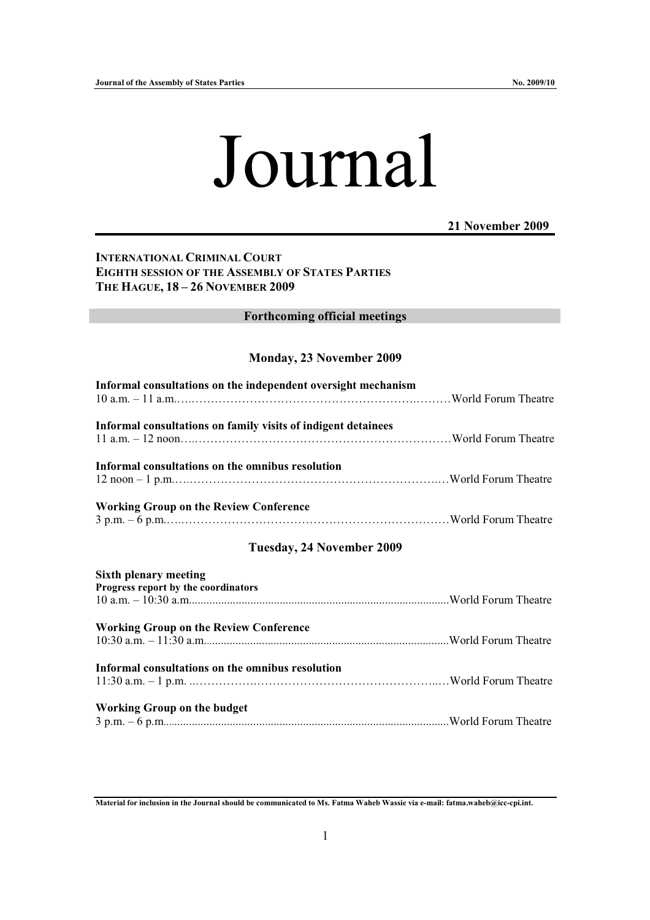# Journal

**21 November 2009**

**INTERNATIONAL CRIMINAL COURT**
**EIGHTH SESSION OF THE ASSEMBLY OF STATES PARTIES**
**THE HAGUE, 18 – 26 NOVEMBER 2009**

## Forthcoming official meetings

### Monday, 23 November 2009

**Informal consultations on the independent oversight mechanism**
10 a.m. – 11 a.m. …… World Forum Theatre

**Informal consultations on family visits of indigent detainees**
11 a.m. – 12 noon …… World Forum Theatre

**Informal consultations on the omnibus resolution**
12 noon – 1 p.m. …… World Forum Theatre

**Working Group on the Review Conference**
3 p.m. – 6 p.m. …… World Forum Theatre

### Tuesday, 24 November 2009

**Sixth plenary meeting**
**Progress report by the coordinators**
10 a.m. – 10:30 a.m. …… World Forum Theatre

**Working Group on the Review Conference**
10:30 a.m. – 11:30 a.m. …… World Forum Theatre

**Informal consultations on the omnibus resolution**
11:30 a.m. – 1 p.m. …… World Forum Theatre

**Working Group on the budget**
3 p.m. – 6 p.m. …… World Forum Theatre

**Material for inclusion in the Journal should be communicated to Ms. Fatma Waheb Wassie via e-mail: fatma.waheb@icc-cpi.int.**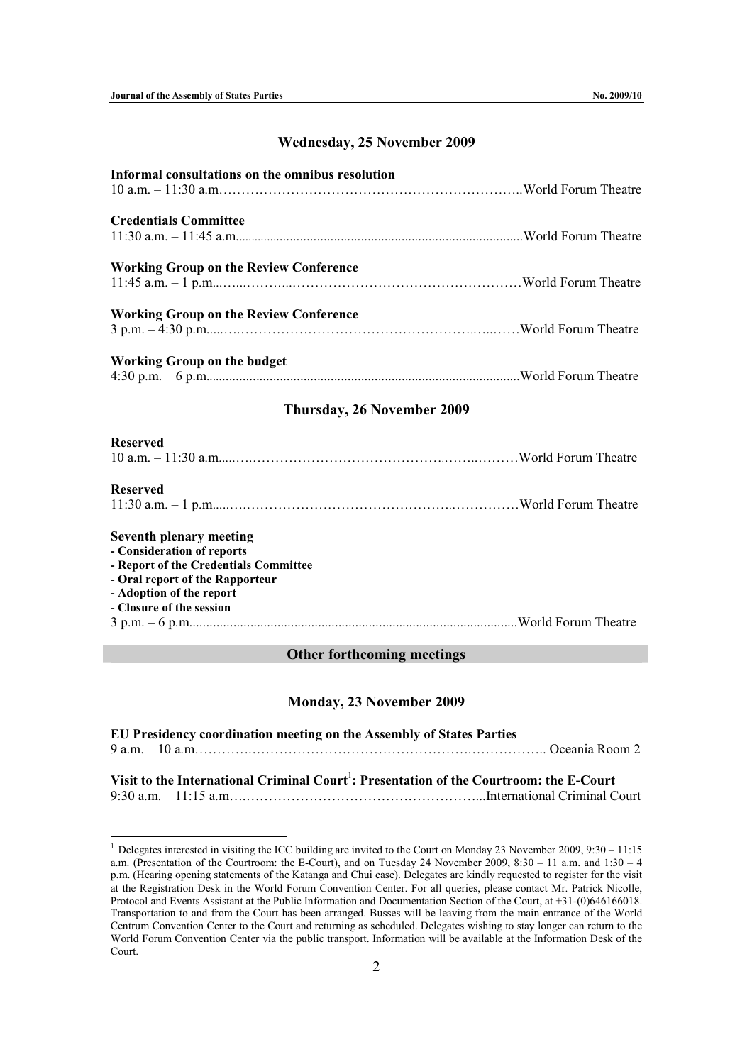## Wednesday, 25 November 2009

**Informal consultations on the omnibus resolution**
10 a.m. – 11:30 a.m.………………………………………………………………..World Forum Theatre

**Credentials Committee**
11:30 a.m. – 11:45 a.m.......................................................................................World Forum Theatre

**Working Group on the Review Conference**
11:45 a.m. – 1 p.m..…...………...……………………………………………World Forum Theatre

**Working Group on the Review Conference**
3 p.m. – 4:30 p.m.....……………………………………………….…..……World Forum Theatre

**Working Group on the budget**
4:30 p.m. – 6 p.m.............................................................................................World Forum Theatre

## Thursday, 26 November 2009

**Reserved**
10 a.m. – 11:30 a.m.....….………………………………………..……..………World Forum Theatre

**Reserved**
11:30 a.m. – 1 p.m.....………………………………………….……………World Forum Theatre

**Seventh plenary meeting**
**- Consideration of reports**
**- Report of the Credentials Committee**
**- Oral report of the Rapporteur**
**- Adoption of the report**
**- Closure of the session**
3 p.m. – 6 p.m..................................................................................................World Forum Theatre

## Other forthcoming meetings

## Monday, 23 November 2009

**EU Presidency coordination meeting on the Assembly of States Parties**
9 a.m. – 10 a.m.………….…………………………………………….…………….. Oceania Room 2

**Visit to the International Criminal Court[1]: Presentation of the Courtroom: the E-Court**
9:30 a.m. – 11:15 a.m.….……………………………………………...International Criminal Court

---

[1] Delegates interested in visiting the ICC building are invited to the Court on Monday 23 November 2009, 9:30 – 11:15 a.m. (Presentation of the Courtroom: the E-Court), and on Tuesday 24 November 2009, 8:30 – 11 a.m. and 1:30 – 4 p.m. (Hearing opening statements of the Katanga and Chui case). Delegates are kindly requested to register for the visit at the Registration Desk in the World Forum Convention Center. For all queries, please contact Mr. Patrick Nicolle, Protocol and Events Assistant at the Public Information and Documentation Section of the Court, at +31-(0)646166018. Transportation to and from the Court has been arranged. Busses will be leaving from the main entrance of the World Centrum Convention Center to the Court and returning as scheduled. Delegates wishing to stay longer can return to the World Forum Convention Center via the public transport. Information will be available at the Information Desk of the Court.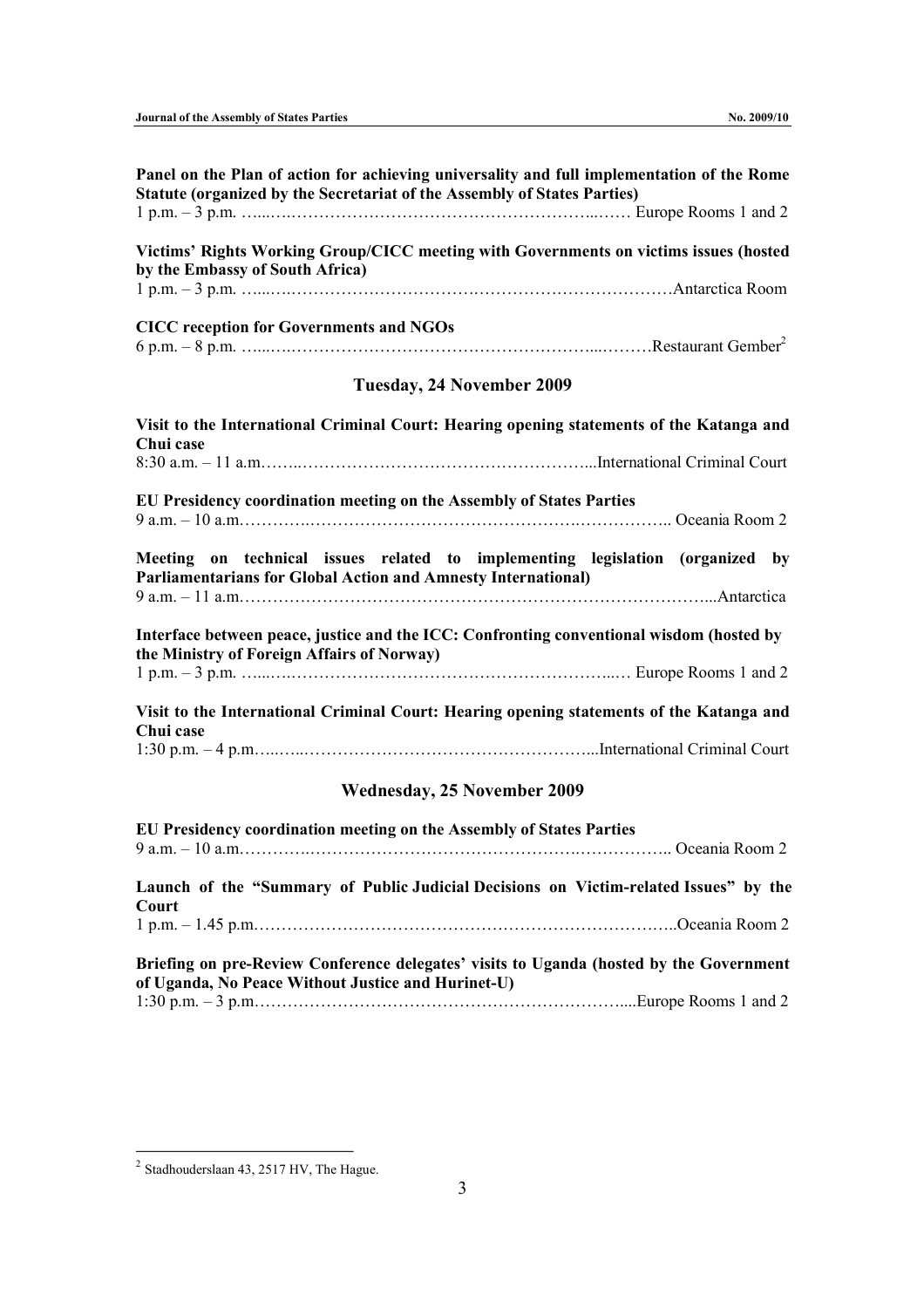**Panel on the Plan of action for achieving universality and full implementation of the Rome Statute (organized by the Secretariat of the Assembly of States Parties)**
1 p.m. – 3 p.m. …………………………………………………………… Europe Rooms 1 and 2

**Victims' Rights Working Group/CICC meeting with Governments on victims issues (hosted by the Embassy of South Africa)**
1 p.m. – 3 p.m. ……………………………………………………………………Antarctica Room

**CICC reception for Governments and NGOs**
6 p.m. – 8 p.m. …………………………………………………………………Restaurant Gember[2]

## Tuesday, 24 November 2009

**Visit to the International Criminal Court: Hearing opening statements of the Katanga and Chui case**
8:30 a.m. – 11 a.m……………………………………………………...International Criminal Court

**EU Presidency coordination meeting on the Assembly of States Parties**
9 a.m. – 10 a.m…………………………………………………………………….. Oceania Room 2

**Meeting on technical issues related to implementing legislation (organized by Parliamentarians for Global Action and Amnesty International)**
9 a.m. – 11 a.m……………………………………………………………………………...Antarctica

**Interface between peace, justice and the ICC: Confronting conventional wisdom (hosted by the Ministry of Foreign Affairs of Norway)**
1 p.m. – 3 p.m. ……………………………………………………………… Europe Rooms 1 and 2

**Visit to the International Criminal Court: Hearing opening statements of the Katanga and Chui case**
1:30 p.m. – 4 p.m…………………………………………………...International Criminal Court

## Wednesday, 25 November 2009

**EU Presidency coordination meeting on the Assembly of States Parties**
9 a.m. – 10 a.m…………………………………………………………………….. Oceania Room 2

**Launch of the "Summary of Public Judicial Decisions on Victim-related Issues" by the Court**
1 p.m. – 1.45 p.m……………………………………………………………………..Oceania Room 2

**Briefing on pre-Review Conference delegates' visits to Uganda (hosted by the Government of Uganda, No Peace Without Justice and Hurinet-U)**
1:30 p.m. – 3 p.m…………………………………………………………....Europe Rooms 1 and 2

---

[2] Stadhouderslaan 43, 2517 HV, The Hague.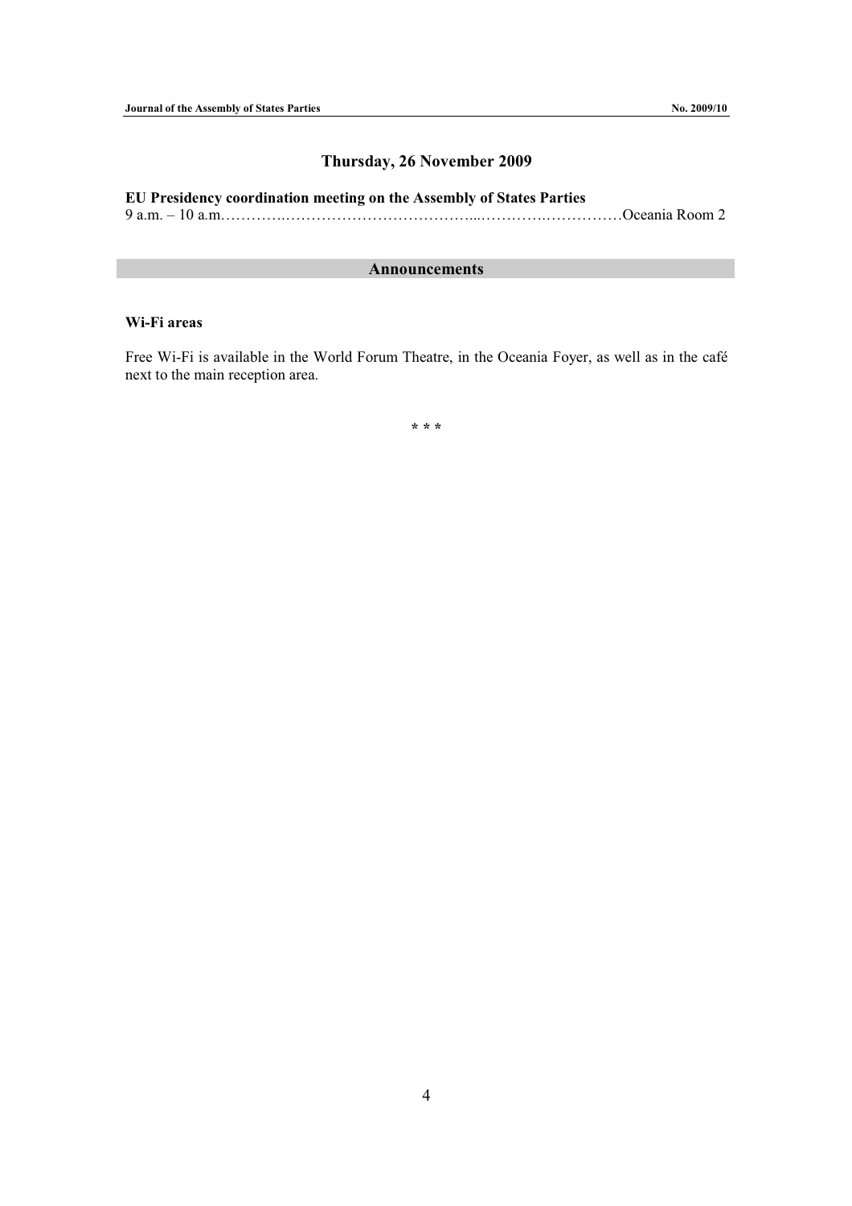## Thursday, 26 November 2009

**EU Presidency coordination meeting on the Assembly of States Parties**
9 a.m. – 10 a.m.…………..…………………………………...………….……………Oceania Room 2

## Announcements

**Wi-Fi areas**

Free Wi-Fi is available in the World Forum Theatre, in the Oceania Foyer, as well as in the café next to the main reception area.

\* \* \*